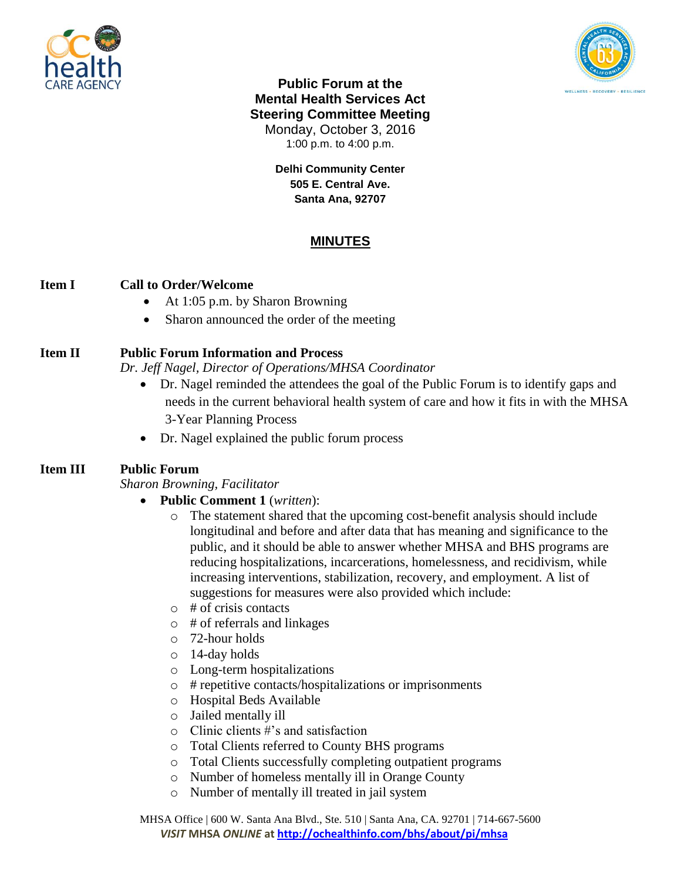# Public Forum at the Mental Health Services Act Steering Committee Meeting

Monday, October 3, 2016
1:00 p.m. to 4:00 p.m.

**Delhi Community Center**
**505 E. Central Ave.**
**Santa Ana, 92707**

## MINUTES

**Item I** **Call to Order/Welcome**

- At 1:05 p.m. by Sharon Browning
- Sharon announced the order of the meeting

**Item II** **Public Forum Information and Process**

*Dr. Jeff Nagel, Director of Operations/MHSA Coordinator*

- Dr. Nagel reminded the attendees the goal of the Public Forum is to identify gaps and needs in the current behavioral health system of care and how it fits in with the MHSA 3-Year Planning Process
- Dr. Nagel explained the public forum process

**Item III** **Public Forum**

*Sharon Browning, Facilitator*

- **Public Comment 1** (*written*):
  - The statement shared that the upcoming cost-benefit analysis should include longitudinal and before and after data that has meaning and significance to the public, and it should be able to answer whether MHSA and BHS programs are reducing hospitalizations, incarcerations, homelessness, and recidivism, while increasing interventions, stabilization, recovery, and employment. A list of suggestions for measures were also provided which include:
  - # of crisis contacts
  - # of referrals and linkages
  - 72-hour holds
  - 14-day holds
  - Long-term hospitalizations
  - # repetitive contacts/hospitalizations or imprisonments
  - Hospital Beds Available
  - Jailed mentally ill
  - Clinic clients #'s and satisfaction
  - Total Clients referred to County BHS programs
  - Total Clients successfully completing outpatient programs
  - Number of homeless mentally ill in Orange County
  - Number of mentally ill treated in jail system

MHSA Office | 600 W. Santa Ana Blvd., Ste. 510 | Santa Ana, CA. 92701 | 714-667-5600
*VISIT* **MHSA** ***ONLINE*** **at http://ochealthinfo.com/bhs/about/pi/mhsa**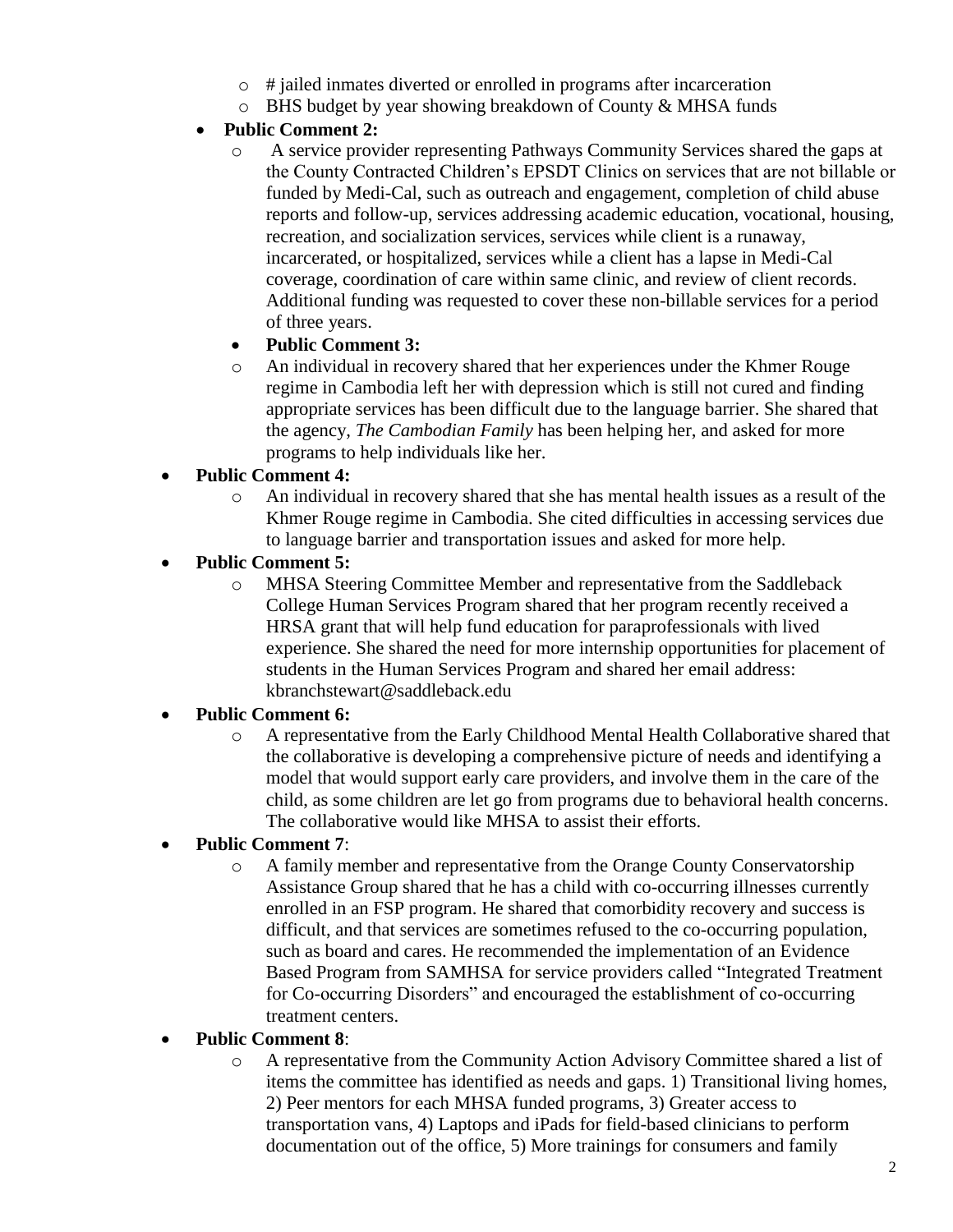- # jailed inmates diverted or enrolled in programs after incarceration
    - BHS budget by year showing breakdown of County & MHSA funds
  - **Public Comment 2:**
    - A service provider representing Pathways Community Services shared the gaps at the County Contracted Children's EPSDT Clinics on services that are not billable or funded by Medi-Cal, such as outreach and engagement, completion of child abuse reports and follow-up, services addressing academic education, vocational, housing, recreation, and socialization services, services while client is a runaway, incarcerated, or hospitalized, services while a client has a lapse in Medi-Cal coverage, coordination of care within same clinic, and review of client records. Additional funding was requested to cover these non-billable services for a period of three years.
  - **Public Comment 3:**
    - An individual in recovery shared that her experiences under the Khmer Rouge regime in Cambodia left her with depression which is still not cured and finding appropriate services has been difficult due to the language barrier. She shared that the agency, *The Cambodian Family* has been helping her, and asked for more programs to help individuals like her.
- **Public Comment 4:**
  - An individual in recovery shared that she has mental health issues as a result of the Khmer Rouge regime in Cambodia. She cited difficulties in accessing services due to language barrier and transportation issues and asked for more help.
- **Public Comment 5:**
  - MHSA Steering Committee Member and representative from the Saddleback College Human Services Program shared that her program recently received a HRSA grant that will help fund education for paraprofessionals with lived experience. She shared the need for more internship opportunities for placement of students in the Human Services Program and shared her email address: kbranchstewart@saddleback.edu
- **Public Comment 6:**
  - A representative from the Early Childhood Mental Health Collaborative shared that the collaborative is developing a comprehensive picture of needs and identifying a model that would support early care providers, and involve them in the care of the child, as some children are let go from programs due to behavioral health concerns. The collaborative would like MHSA to assist their efforts.
- **Public Comment 7**:
  - A family member and representative from the Orange County Conservatorship Assistance Group shared that he has a child with co-occurring illnesses currently enrolled in an FSP program. He shared that comorbidity recovery and success is difficult, and that services are sometimes refused to the co-occurring population, such as board and cares. He recommended the implementation of an Evidence Based Program from SAMHSA for service providers called "Integrated Treatment for Co-occurring Disorders" and encouraged the establishment of co-occurring treatment centers.
- **Public Comment 8**:
  - A representative from the Community Action Advisory Committee shared a list of items the committee has identified as needs and gaps. 1) Transitional living homes, 2) Peer mentors for each MHSA funded programs, 3) Greater access to transportation vans, 4) Laptops and iPads for field-based clinicians to perform documentation out of the office, 5) More trainings for consumers and family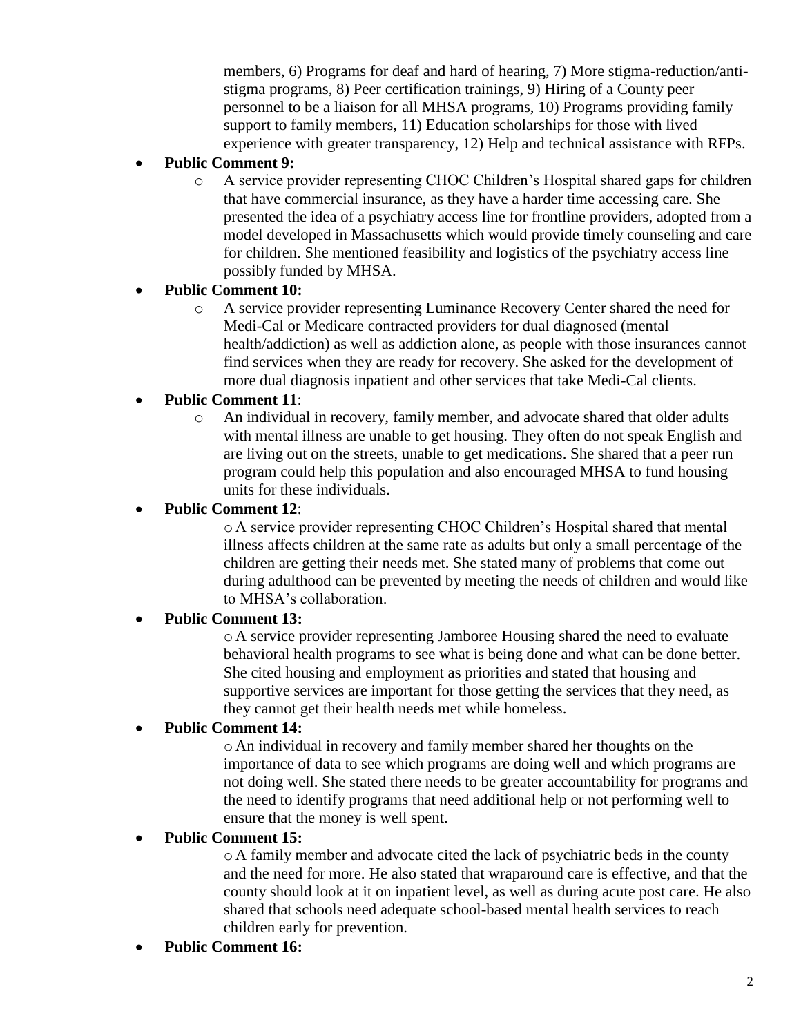members, 6) Programs for deaf and hard of hearing, 7) More stigma-reduction/anti-stigma programs, 8) Peer certification trainings, 9) Hiring of a County peer personnel to be a liaison for all MHSA programs, 10) Programs providing family support to family members, 11) Education scholarships for those with lived experience with greater transparency, 12) Help and technical assistance with RFPs.

- **Public Comment 9:**
  - A service provider representing CHOC Children's Hospital shared gaps for children that have commercial insurance, as they have a harder time accessing care. She presented the idea of a psychiatry access line for frontline providers, adopted from a model developed in Massachusetts which would provide timely counseling and care for children. She mentioned feasibility and logistics of the psychiatry access line possibly funded by MHSA.
- **Public Comment 10:**
  - A service provider representing Luminance Recovery Center shared the need for Medi-Cal or Medicare contracted providers for dual diagnosed (mental health/addiction) as well as addiction alone, as people with those insurances cannot find services when they are ready for recovery. She asked for the development of more dual diagnosis inpatient and other services that take Medi-Cal clients.
- **Public Comment 11**:
  - An individual in recovery, family member, and advocate shared that older adults with mental illness are unable to get housing. They often do not speak English and are living out on the streets, unable to get medications. She shared that a peer run program could help this population and also encouraged MHSA to fund housing units for these individuals.
- **Public Comment 12**:
  - A service provider representing CHOC Children's Hospital shared that mental illness affects children at the same rate as adults but only a small percentage of the children are getting their needs met. She stated many of problems that come out during adulthood can be prevented by meeting the needs of children and would like to MHSA's collaboration.
- **Public Comment 13:**
  - A service provider representing Jamboree Housing shared the need to evaluate behavioral health programs to see what is being done and what can be done better. She cited housing and employment as priorities and stated that housing and supportive services are important for those getting the services that they need, as they cannot get their health needs met while homeless.
- **Public Comment 14:**
  - An individual in recovery and family member shared her thoughts on the importance of data to see which programs are doing well and which programs are not doing well. She stated there needs to be greater accountability for programs and the need to identify programs that need additional help or not performing well to ensure that the money is well spent.
- **Public Comment 15:**
  - A family member and advocate cited the lack of psychiatric beds in the county and the need for more. He also stated that wraparound care is effective, and that the county should look at it on inpatient level, as well as during acute post care. He also shared that schools need adequate school-based mental health services to reach children early for prevention.
- **Public Comment 16:**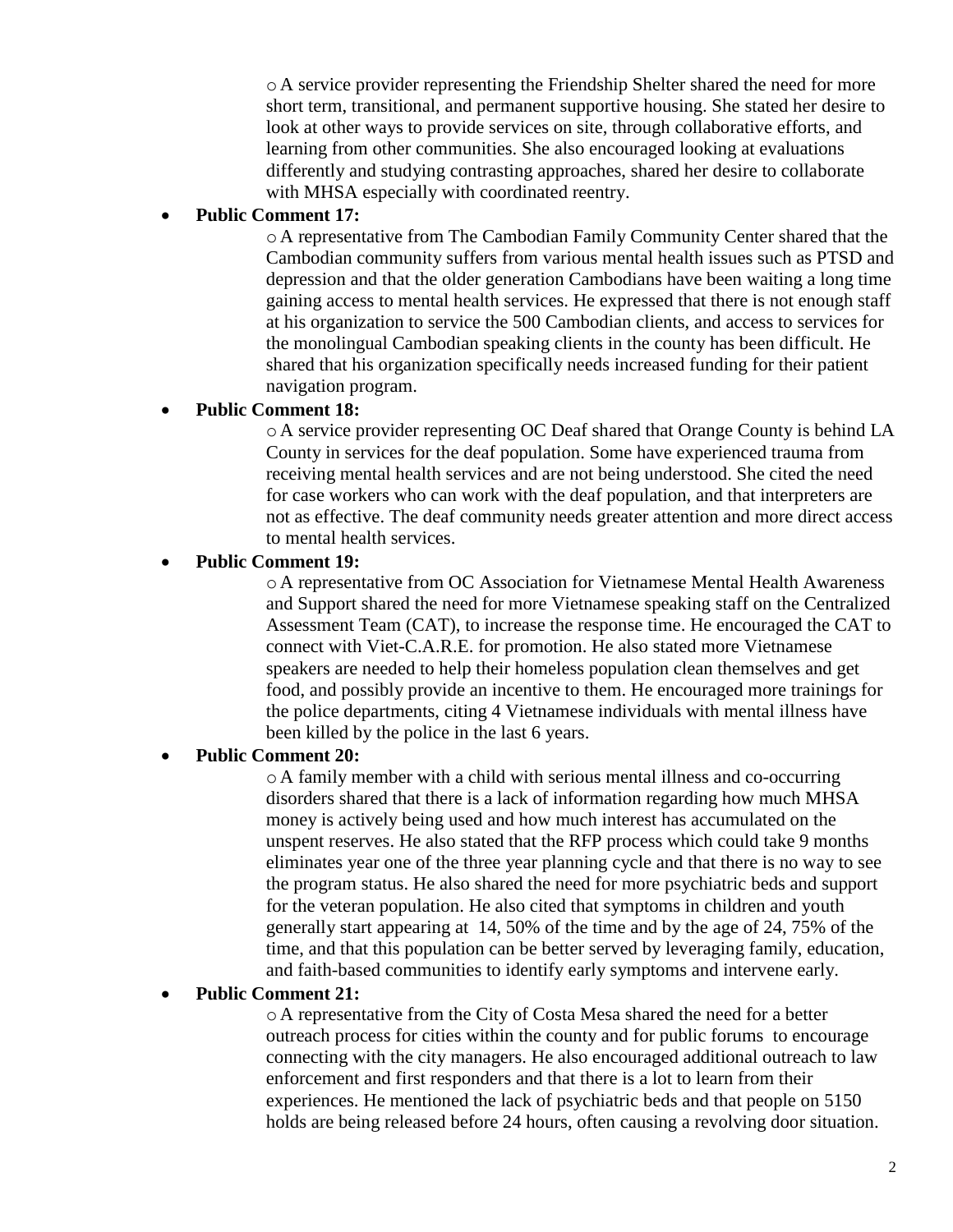- A service provider representing the Friendship Shelter shared the need for more short term, transitional, and permanent supportive housing. She stated her desire to look at other ways to provide services on site, through collaborative efforts, and learning from other communities. She also encouraged looking at evaluations differently and studying contrasting approaches, shared her desire to collaborate with MHSA especially with coordinated reentry.

- **Public Comment 17:**
  - A representative from The Cambodian Family Community Center shared that the Cambodian community suffers from various mental health issues such as PTSD and depression and that the older generation Cambodians have been waiting a long time gaining access to mental health services. He expressed that there is not enough staff at his organization to service the 500 Cambodian clients, and access to services for the monolingual Cambodian speaking clients in the county has been difficult. He shared that his organization specifically needs increased funding for their patient navigation program.
- **Public Comment 18:**
  - A service provider representing OC Deaf shared that Orange County is behind LA County in services for the deaf population. Some have experienced trauma from receiving mental health services and are not being understood. She cited the need for case workers who can work with the deaf population, and that interpreters are not as effective. The deaf community needs greater attention and more direct access to mental health services.
- **Public Comment 19:**
  - A representative from OC Association for Vietnamese Mental Health Awareness and Support shared the need for more Vietnamese speaking staff on the Centralized Assessment Team (CAT), to increase the response time. He encouraged the CAT to connect with Viet-C.A.R.E. for promotion. He also stated more Vietnamese speakers are needed to help their homeless population clean themselves and get food, and possibly provide an incentive to them. He encouraged more trainings for the police departments, citing 4 Vietnamese individuals with mental illness have been killed by the police in the last 6 years.
- **Public Comment 20:**
  - A family member with a child with serious mental illness and co-occurring disorders shared that there is a lack of information regarding how much MHSA money is actively being used and how much interest has accumulated on the unspent reserves. He also stated that the RFP process which could take 9 months eliminates year one of the three year planning cycle and that there is no way to see the program status. He also shared the need for more psychiatric beds and support for the veteran population. He also cited that symptoms in children and youth generally start appearing at 14, 50% of the time and by the age of 24, 75% of the time, and that this population can be better served by leveraging family, education, and faith-based communities to identify early symptoms and intervene early.
- **Public Comment 21:**
  - A representative from the City of Costa Mesa shared the need for a better outreach process for cities within the county and for public forums to encourage connecting with the city managers. He also encouraged additional outreach to law enforcement and first responders and that there is a lot to learn from their experiences. He mentioned the lack of psychiatric beds and that people on 5150 holds are being released before 24 hours, often causing a revolving door situation.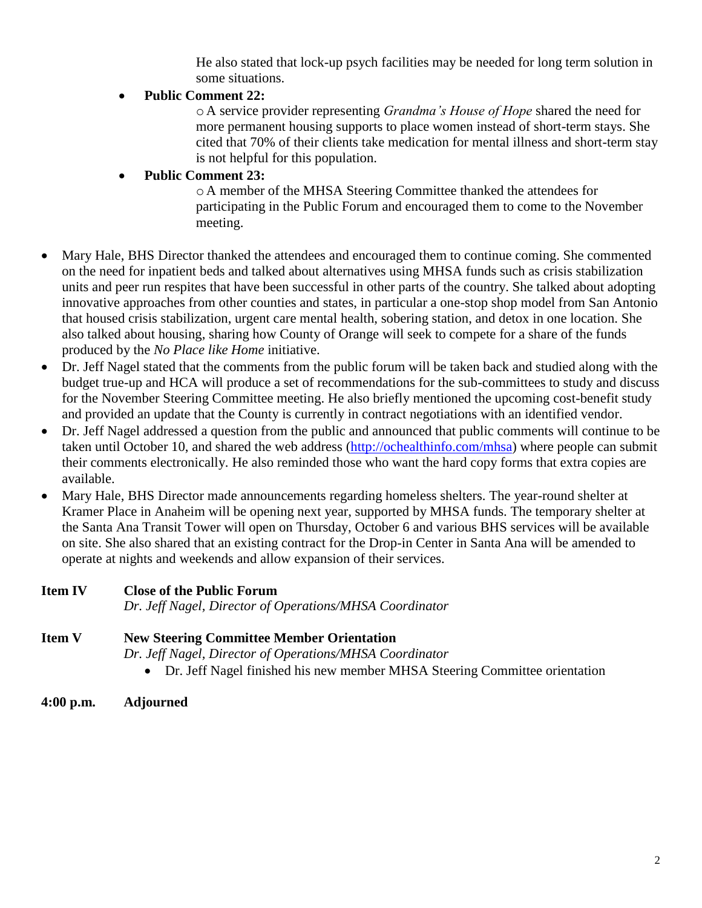He also stated that lock-up psych facilities may be needed for long term solution in some situations.

- **Public Comment 22:**
  - A service provider representing *Grandma's House of Hope* shared the need for more permanent housing supports to place women instead of short-term stays. She cited that 70% of their clients take medication for mental illness and short-term stay is not helpful for this population.
- **Public Comment 23:**
  - A member of the MHSA Steering Committee thanked the attendees for participating in the Public Forum and encouraged them to come to the November meeting.

- Mary Hale, BHS Director thanked the attendees and encouraged them to continue coming. She commented on the need for inpatient beds and talked about alternatives using MHSA funds such as crisis stabilization units and peer run respites that have been successful in other parts of the country. She talked about adopting innovative approaches from other counties and states, in particular a one-stop shop model from San Antonio that housed crisis stabilization, urgent care mental health, sobering station, and detox in one location. She also talked about housing, sharing how County of Orange will seek to compete for a share of the funds produced by the *No Place like Home* initiative.
- Dr. Jeff Nagel stated that the comments from the public forum will be taken back and studied along with the budget true-up and HCA will produce a set of recommendations for the sub-committees to study and discuss for the November Steering Committee meeting. He also briefly mentioned the upcoming cost-benefit study and provided an update that the County is currently in contract negotiations with an identified vendor.
- Dr. Jeff Nagel addressed a question from the public and announced that public comments will continue to be taken until October 10, and shared the web address (http://ochealthinfo.com/mhsa) where people can submit their comments electronically. He also reminded those who want the hard copy forms that extra copies are available.
- Mary Hale, BHS Director made announcements regarding homeless shelters. The year-round shelter at Kramer Place in Anaheim will be opening next year, supported by MHSA funds. The temporary shelter at the Santa Ana Transit Tower will open on Thursday, October 6 and various BHS services will be available on site. She also shared that an existing contract for the Drop-in Center in Santa Ana will be amended to operate at nights and weekends and allow expansion of their services.

**Item IV** **Close of the Public Forum**
*Dr. Jeff Nagel, Director of Operations/MHSA Coordinator*

**Item V** **New Steering Committee Member Orientation**
*Dr. Jeff Nagel, Director of Operations/MHSA Coordinator*

- Dr. Jeff Nagel finished his new member MHSA Steering Committee orientation

**4:00 p.m.** **Adjourned**